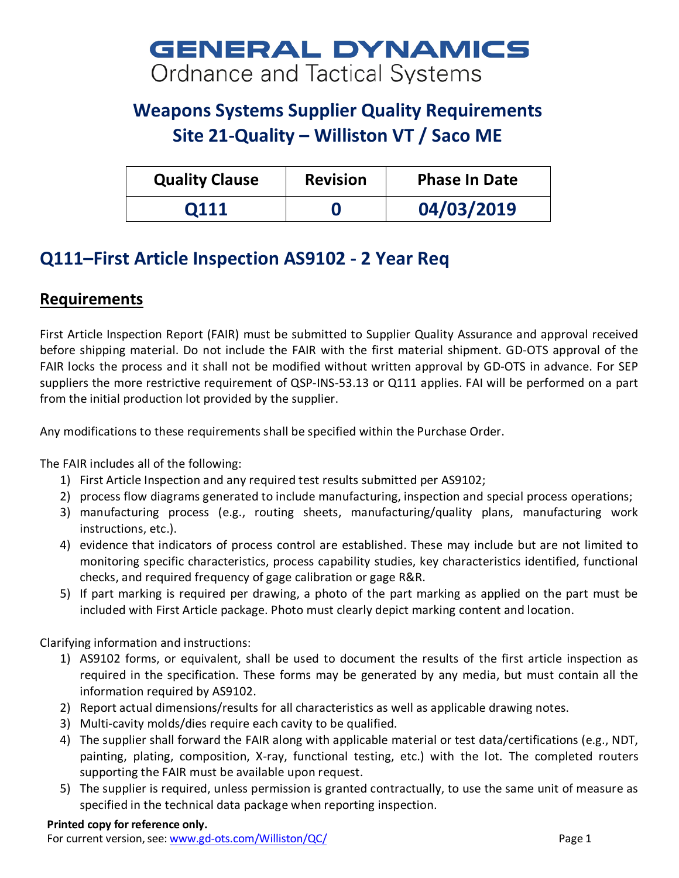# GENERAL DYNAMICS
Ordnance and Tactical Systems

## Weapons Systems Supplier Quality Requirements
## Site 21-Quality – Williston VT / Saco ME

| Quality Clause | Revision | Phase In Date |
|---|---|---|
| Q111 | 0 | 04/03/2019 |

## Q111–First Article Inspection AS9102 - 2 Year Req

### Requirements

First Article Inspection Report (FAIR) must be submitted to Supplier Quality Assurance and approval received before shipping material. Do not include the FAIR with the first material shipment. GD-OTS approval of the FAIR locks the process and it shall not be modified without written approval by GD-OTS in advance. For SEP suppliers the more restrictive requirement of QSP-INS-53.13 or Q111 applies. FAI will be performed on a part from the initial production lot provided by the supplier.

Any modifications to these requirements shall be specified within the Purchase Order.

The FAIR includes all of the following:

1) First Article Inspection and any required test results submitted per AS9102;
2) process flow diagrams generated to include manufacturing, inspection and special process operations;
3) manufacturing process (e.g., routing sheets, manufacturing/quality plans, manufacturing work instructions, etc.).
4) evidence that indicators of process control are established. These may include but are not limited to monitoring specific characteristics, process capability studies, key characteristics identified, functional checks, and required frequency of gage calibration or gage R&R.
5) If part marking is required per drawing, a photo of the part marking as applied on the part must be included with First Article package. Photo must clearly depict marking content and location.

Clarifying information and instructions:

1) AS9102 forms, or equivalent, shall be used to document the results of the first article inspection as required in the specification. These forms may be generated by any media, but must contain all the information required by AS9102.
2) Report actual dimensions/results for all characteristics as well as applicable drawing notes.
3) Multi-cavity molds/dies require each cavity to be qualified.
4) The supplier shall forward the FAIR along with applicable material or test data/certifications (e.g., NDT, painting, plating, composition, X-ray, functional testing, etc.) with the lot. The completed routers supporting the FAIR must be available upon request.
5) The supplier is required, unless permission is granted contractually, to use the same unit of measure as specified in the technical data package when reporting inspection.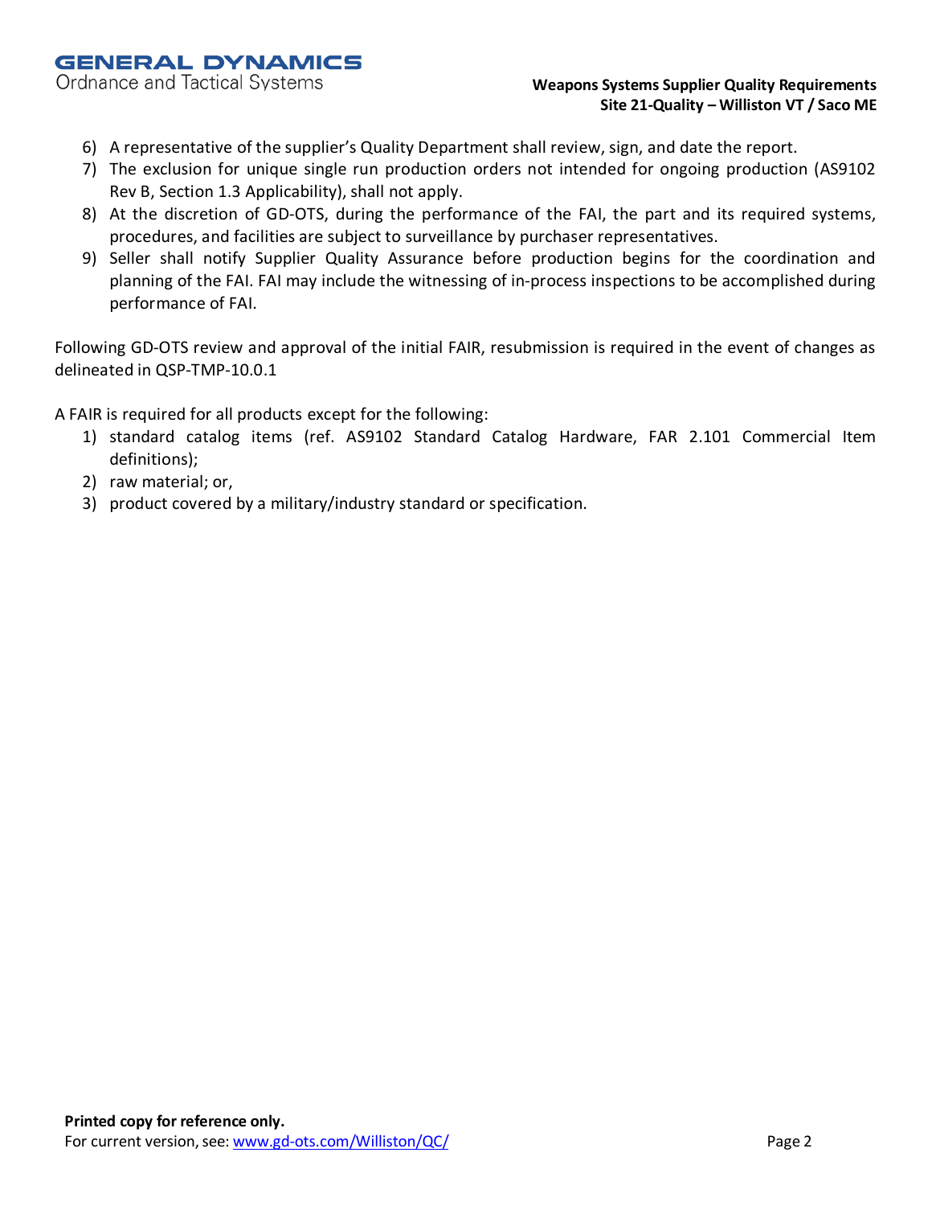6) A representative of the supplier's Quality Department shall review, sign, and date the report.
7) The exclusion for unique single run production orders not intended for ongoing production (AS9102 Rev B, Section 1.3 Applicability), shall not apply.
8) At the discretion of GD-OTS, during the performance of the FAI, the part and its required systems, procedures, and facilities are subject to surveillance by purchaser representatives.
9) Seller shall notify Supplier Quality Assurance before production begins for the coordination and planning of the FAI. FAI may include the witnessing of in-process inspections to be accomplished during performance of FAI.

Following GD-OTS review and approval of the initial FAIR, resubmission is required in the event of changes as delineated in QSP-TMP-10.0.1

A FAIR is required for all products except for the following:

1) standard catalog items (ref. AS9102 Standard Catalog Hardware, FAR 2.101 Commercial Item definitions);
2) raw material; or,
3) product covered by a military/industry standard or specification.